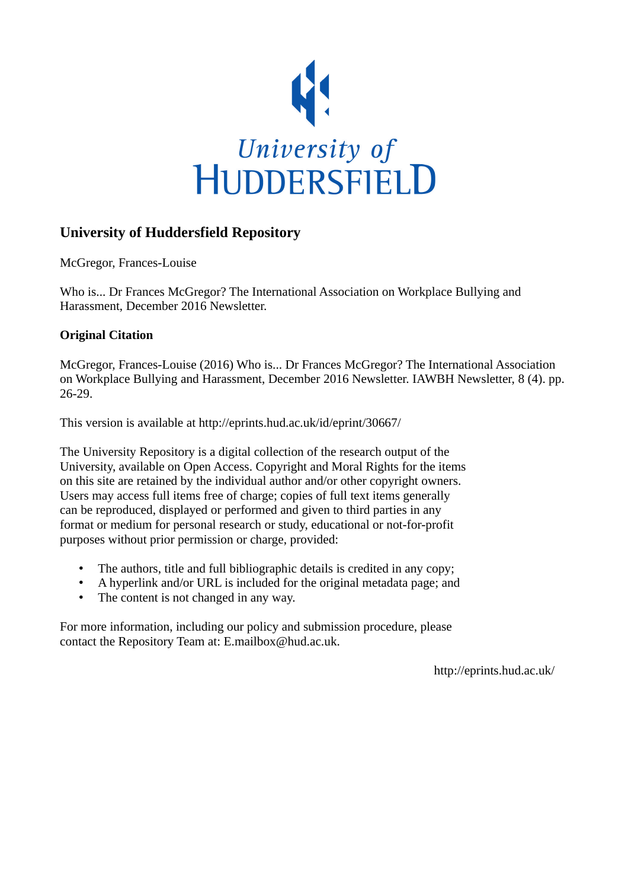University of Huddersfield

## University of Huddersfield Repository

McGregor, Frances-Louise

Who is... Dr Frances McGregor? The International Association on Workplace Bullying and Harassment, December 2016 Newsletter.

### Original Citation

McGregor, Frances-Louise (2016) Who is... Dr Frances McGregor? The International Association on Workplace Bullying and Harassment, December 2016 Newsletter. IAWBH Newsletter, 8 (4). pp. 26-29.

This version is available at http://eprints.hud.ac.uk/id/eprint/30667/

The University Repository is a digital collection of the research output of the University, available on Open Access. Copyright and Moral Rights for the items on this site are retained by the individual author and/or other copyright owners. Users may access full items free of charge; copies of full text items generally can be reproduced, displayed or performed and given to third parties in any format or medium for personal research or study, educational or not-for-profit purposes without prior permission or charge, provided:

- The authors, title and full bibliographic details is credited in any copy;
- A hyperlink and/or URL is included for the original metadata page; and
- The content is not changed in any way.

For more information, including our policy and submission procedure, please contact the Repository Team at: E.mailbox@hud.ac.uk.

http://eprints.hud.ac.uk/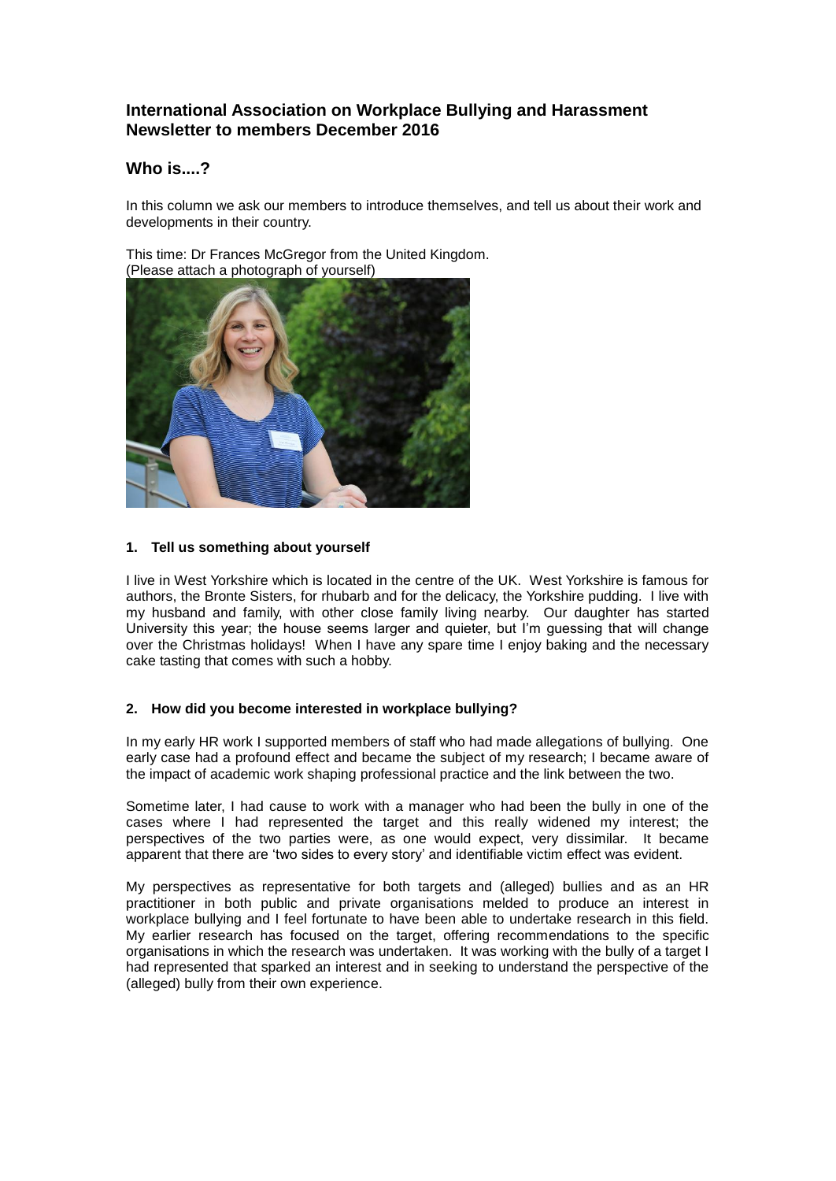# International Association on Workplace Bullying and Harassment
## Newsletter to members December 2016

## Who is....?

In this column we ask our members to introduce themselves, and tell us about their work and developments in their country.

This time: Dr Frances McGregor from the United Kingdom.
(Please attach a photograph of yourself)

### 1. Tell us something about yourself

I live in West Yorkshire which is located in the centre of the UK. West Yorkshire is famous for authors, the Bronte Sisters, for rhubarb and for the delicacy, the Yorkshire pudding. I live with my husband and family, with other close family living nearby. Our daughter has started University this year; the house seems larger and quieter, but I'm guessing that will change over the Christmas holidays! When I have any spare time I enjoy baking and the necessary cake tasting that comes with such a hobby.

### 2. How did you become interested in workplace bullying?

In my early HR work I supported members of staff who had made allegations of bullying. One early case had a profound effect and became the subject of my research; I became aware of the impact of academic work shaping professional practice and the link between the two.

Sometime later, I had cause to work with a manager who had been the bully in one of the cases where I had represented the target and this really widened my interest; the perspectives of the two parties were, as one would expect, very dissimilar. It became apparent that there are 'two sides to every story' and identifiable victim effect was evident.

My perspectives as representative for both targets and (alleged) bullies and as an HR practitioner in both public and private organisations melded to produce an interest in workplace bullying and I feel fortunate to have been able to undertake research in this field. My earlier research has focused on the target, offering recommendations to the specific organisations in which the research was undertaken. It was working with the bully of a target I had represented that sparked an interest and in seeking to understand the perspective of the (alleged) bully from their own experience.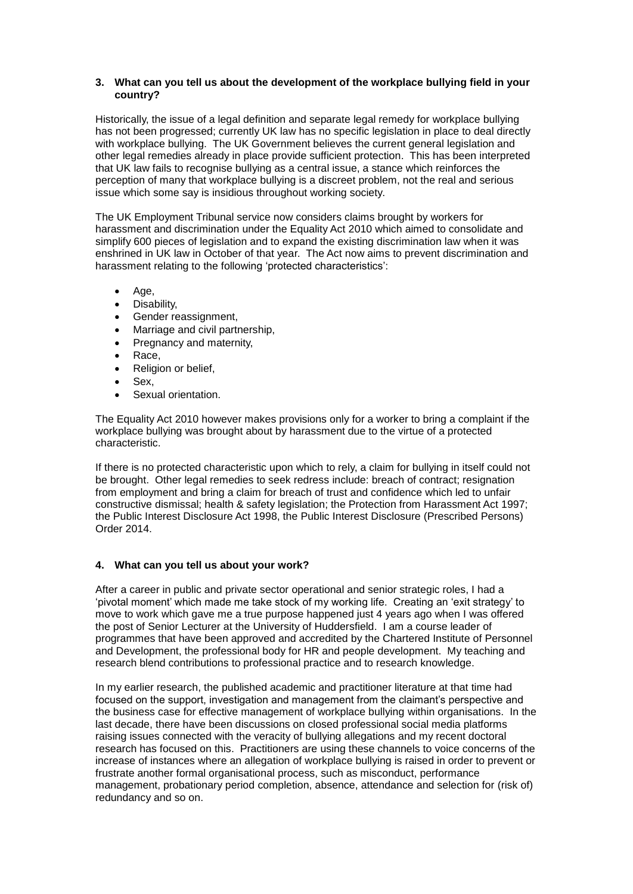### 3. What can you tell us about the development of the workplace bullying field in your country?

Historically, the issue of a legal definition and separate legal remedy for workplace bullying has not been progressed; currently UK law has no specific legislation in place to deal directly with workplace bullying. The UK Government believes the current general legislation and other legal remedies already in place provide sufficient protection. This has been interpreted that UK law fails to recognise bullying as a central issue, a stance which reinforces the perception of many that workplace bullying is a discreet problem, not the real and serious issue which some say is insidious throughout working society.

The UK Employment Tribunal service now considers claims brought by workers for harassment and discrimination under the Equality Act 2010 which aimed to consolidate and simplify 600 pieces of legislation and to expand the existing discrimination law when it was enshrined in UK law in October of that year. The Act now aims to prevent discrimination and harassment relating to the following 'protected characteristics':

- Age,
- Disability,
- Gender reassignment,
- Marriage and civil partnership,
- Pregnancy and maternity,
- Race,
- Religion or belief,
- Sex,
- Sexual orientation.

The Equality Act 2010 however makes provisions only for a worker to bring a complaint if the workplace bullying was brought about by harassment due to the virtue of a protected characteristic.

If there is no protected characteristic upon which to rely, a claim for bullying in itself could not be brought. Other legal remedies to seek redress include: breach of contract; resignation from employment and bring a claim for breach of trust and confidence which led to unfair constructive dismissal; health & safety legislation; the Protection from Harassment Act 1997; the Public Interest Disclosure Act 1998, the Public Interest Disclosure (Prescribed Persons) Order 2014.

### 4. What can you tell us about your work?

After a career in public and private sector operational and senior strategic roles, I had a 'pivotal moment' which made me take stock of my working life. Creating an 'exit strategy' to move to work which gave me a true purpose happened just 4 years ago when I was offered the post of Senior Lecturer at the University of Huddersfield. I am a course leader of programmes that have been approved and accredited by the Chartered Institute of Personnel and Development, the professional body for HR and people development. My teaching and research blend contributions to professional practice and to research knowledge.

In my earlier research, the published academic and practitioner literature at that time had focused on the support, investigation and management from the claimant's perspective and the business case for effective management of workplace bullying within organisations. In the last decade, there have been discussions on closed professional social media platforms raising issues connected with the veracity of bullying allegations and my recent doctoral research has focused on this. Practitioners are using these channels to voice concerns of the increase of instances where an allegation of workplace bullying is raised in order to prevent or frustrate another formal organisational process, such as misconduct, performance management, probationary period completion, absence, attendance and selection for (risk of) redundancy and so on.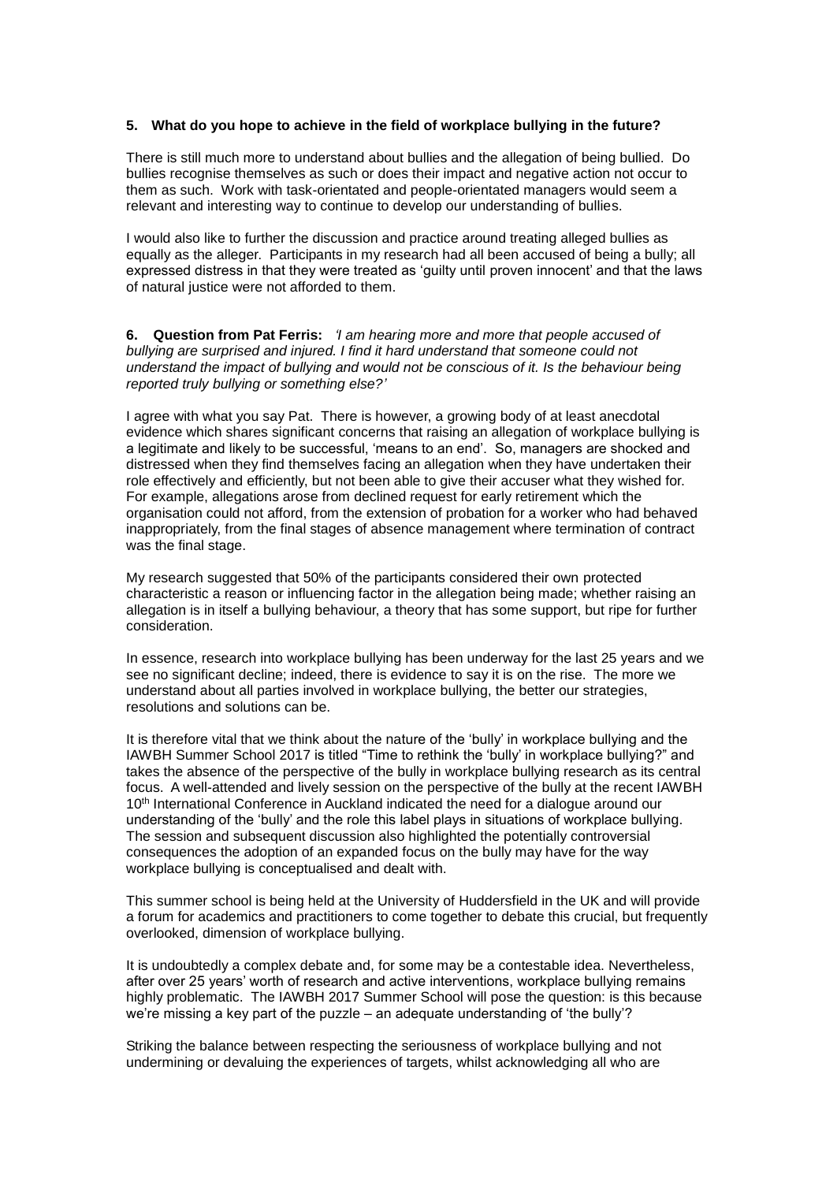**5. What do you hope to achieve in the field of workplace bullying in the future?**

There is still much more to understand about bullies and the allegation of being bullied. Do bullies recognise themselves as such or does their impact and negative action not occur to them as such. Work with task-orientated and people-orientated managers would seem a relevant and interesting way to continue to develop our understanding of bullies.

I would also like to further the discussion and practice around treating alleged bullies as equally as the alleger. Participants in my research had all been accused of being a bully; all expressed distress in that they were treated as 'guilty until proven innocent' and that the laws of natural justice were not afforded to them.

**6. Question from Pat Ferris:** *'I am hearing more and more that people accused of bullying are surprised and injured. I find it hard understand that someone could not understand the impact of bullying and would not be conscious of it. Is the behaviour being reported truly bullying or something else?'*

I agree with what you say Pat. There is however, a growing body of at least anecdotal evidence which shares significant concerns that raising an allegation of workplace bullying is a legitimate and likely to be successful, 'means to an end'. So, managers are shocked and distressed when they find themselves facing an allegation when they have undertaken their role effectively and efficiently, but not been able to give their accuser what they wished for. For example, allegations arose from declined request for early retirement which the organisation could not afford, from the extension of probation for a worker who had behaved inappropriately, from the final stages of absence management where termination of contract was the final stage.

My research suggested that 50% of the participants considered their own protected characteristic a reason or influencing factor in the allegation being made; whether raising an allegation is in itself a bullying behaviour, a theory that has some support, but ripe for further consideration.

In essence, research into workplace bullying has been underway for the last 25 years and we see no significant decline; indeed, there is evidence to say it is on the rise. The more we understand about all parties involved in workplace bullying, the better our strategies, resolutions and solutions can be.

It is therefore vital that we think about the nature of the 'bully' in workplace bullying and the IAWBH Summer School 2017 is titled "Time to rethink the 'bully' in workplace bullying?" and takes the absence of the perspective of the bully in workplace bullying research as its central focus. A well-attended and lively session on the perspective of the bully at the recent IAWBH 10th International Conference in Auckland indicated the need for a dialogue around our understanding of the 'bully' and the role this label plays in situations of workplace bullying. The session and subsequent discussion also highlighted the potentially controversial consequences the adoption of an expanded focus on the bully may have for the way workplace bullying is conceptualised and dealt with.

This summer school is being held at the University of Huddersfield in the UK and will provide a forum for academics and practitioners to come together to debate this crucial, but frequently overlooked, dimension of workplace bullying.

It is undoubtedly a complex debate and, for some may be a contestable idea. Nevertheless, after over 25 years' worth of research and active interventions, workplace bullying remains highly problematic. The IAWBH 2017 Summer School will pose the question: is this because we're missing a key part of the puzzle – an adequate understanding of 'the bully'?

Striking the balance between respecting the seriousness of workplace bullying and not undermining or devaluing the experiences of targets, whilst acknowledging all who are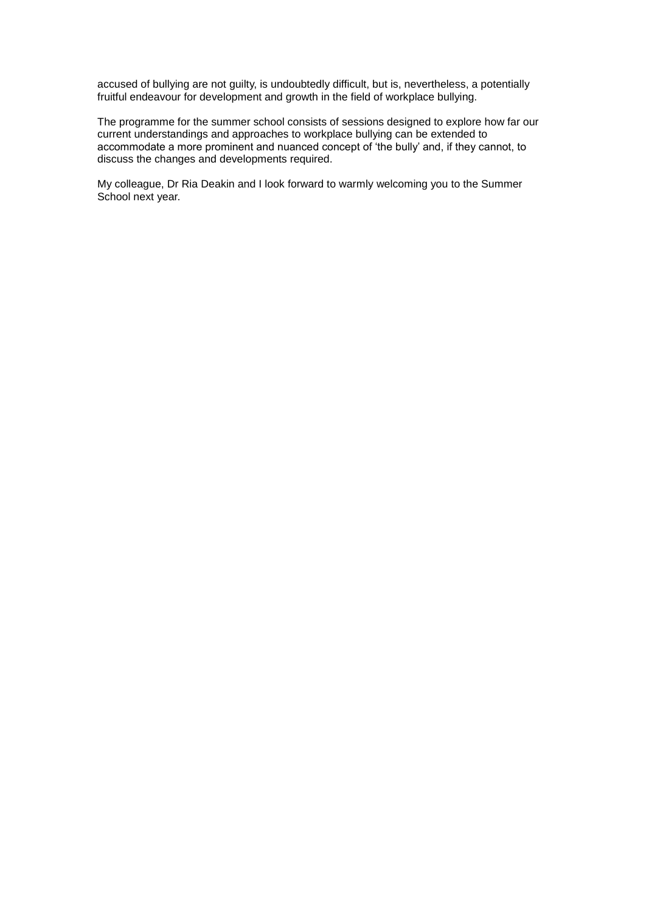accused of bullying are not guilty, is undoubtedly difficult, but is, nevertheless, a potentially fruitful endeavour for development and growth in the field of workplace bullying.

The programme for the summer school consists of sessions designed to explore how far our current understandings and approaches to workplace bullying can be extended to accommodate a more prominent and nuanced concept of 'the bully' and, if they cannot, to discuss the changes and developments required.

My colleague, Dr Ria Deakin and I look forward to warmly welcoming you to the Summer School next year.